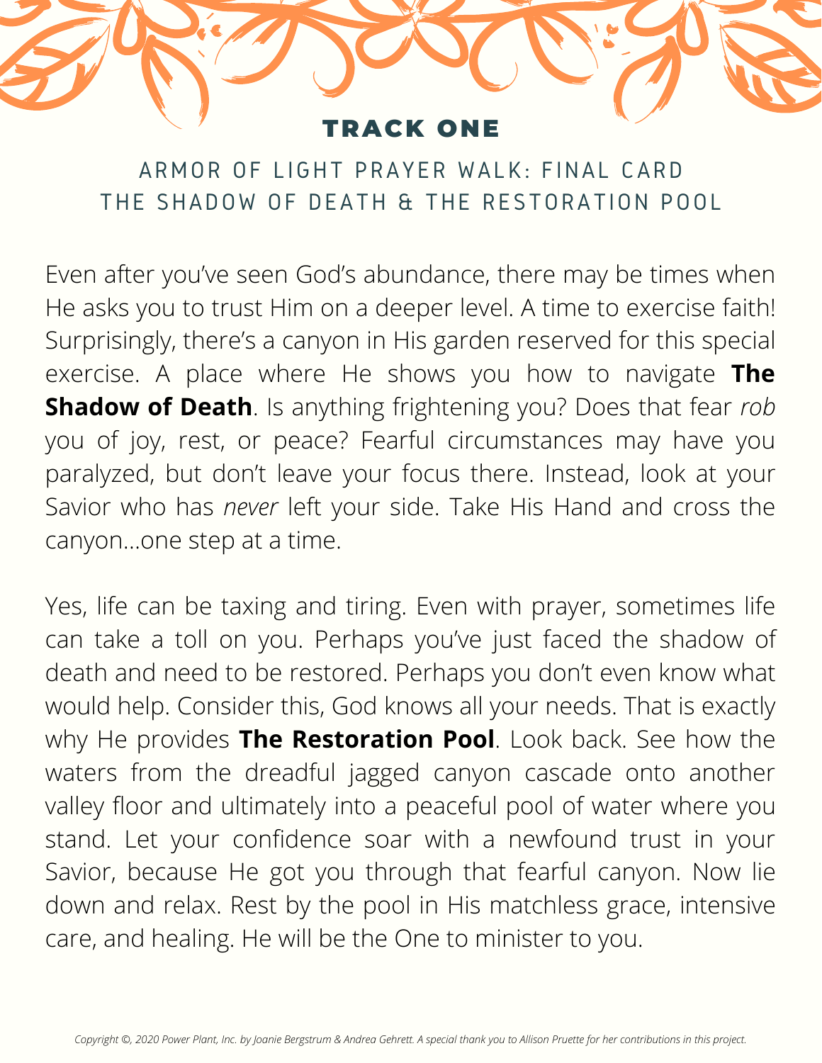# TRACK ONE

## ARMOR OF LIGHT PRAYER WALK: FINAL CARD
## THE SHADOW OF DEATH & THE RESTORATION POOL

Even after you've seen God's abundance, there may be times when He asks you to trust Him on a deeper level. A time to exercise faith! Surprisingly, there's a canyon in His garden reserved for this special exercise. A place where He shows you how to navigate **The Shadow of Death**. Is anything frightening you? Does that fear *rob* you of joy, rest, or peace? Fearful circumstances may have you paralyzed, but don't leave your focus there. Instead, look at your Savior who has *never* left your side. Take His Hand and cross the canyon...one step at a time.

Yes, life can be taxing and tiring. Even with prayer, sometimes life can take a toll on you. Perhaps you've just faced the shadow of death and need to be restored. Perhaps you don't even know what would help. Consider this, God knows all your needs. That is exactly why He provides **The Restoration Pool**. Look back. See how the waters from the dreadful jagged canyon cascade onto another valley floor and ultimately into a peaceful pool of water where you stand. Let your confidence soar with a newfound trust in your Savior, because He got you through that fearful canyon. Now lie down and relax. Rest by the pool in His matchless grace, intensive care, and healing. He will be the One to minister to you.

*Copyright ©, 2020 Power Plant, Inc. by Joanie Bergstrum & Andrea Gehrett. A special thank you to Allison Pruette for her contributions in this project.*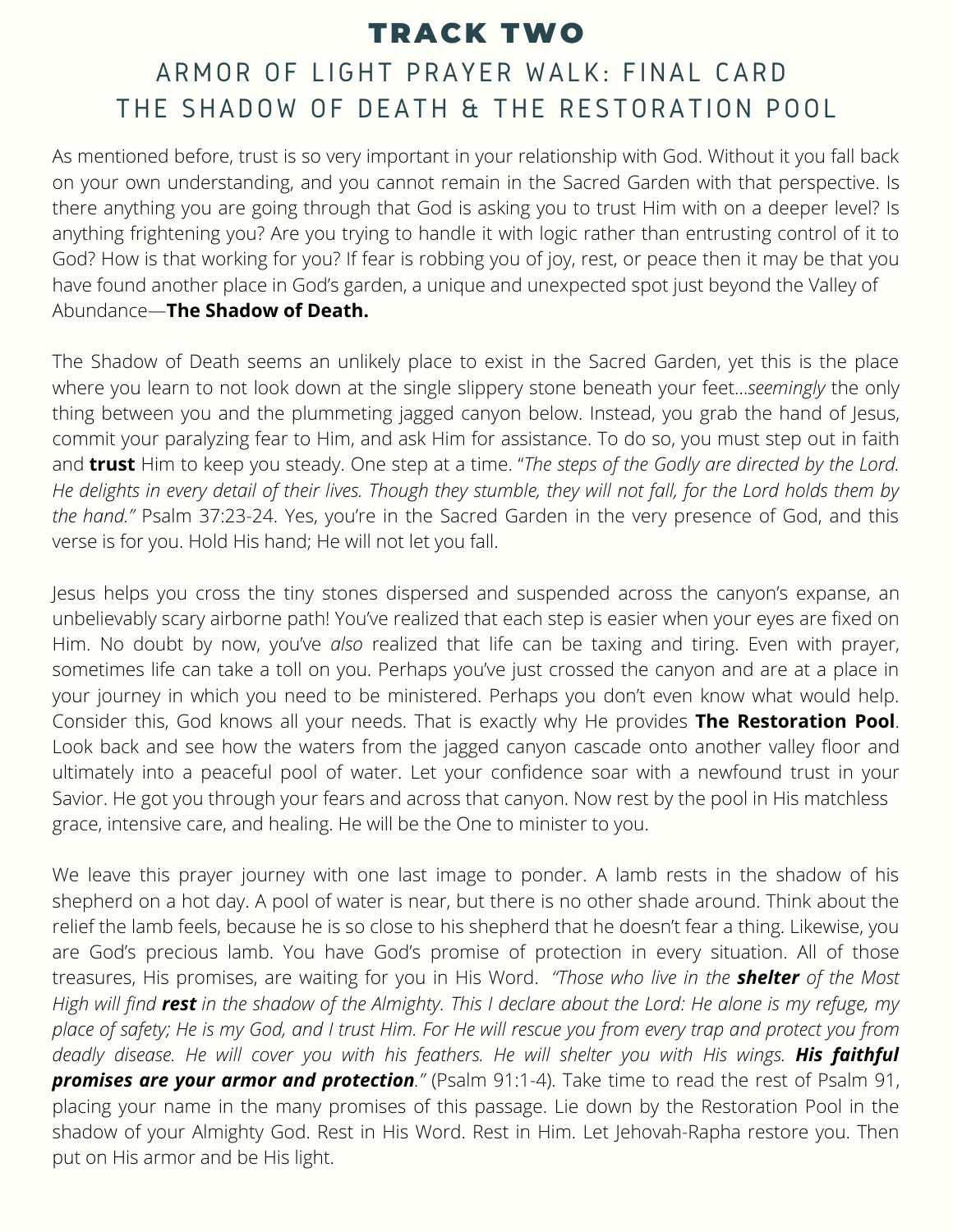# TRACK TWO

## ARMOR OF LIGHT PRAYER WALK: FINAL CARD
## THE SHADOW OF DEATH & THE RESTORATION POOL

As mentioned before, trust is so very important in your relationship with God. Without it you fall back on your own understanding, and you cannot remain in the Sacred Garden with that perspective. Is there anything you are going through that God is asking you to trust Him with on a deeper level? Is anything frightening you? Are you trying to handle it with logic rather than entrusting control of it to God? How is that working for you? If fear is robbing you of joy, rest, or peace then it may be that you have found another place in God's garden, a unique and unexpected spot just beyond the Valley of Abundance—**The Shadow of Death.**

The Shadow of Death seems an unlikely place to exist in the Sacred Garden, yet this is the place where you learn to not look down at the single slippery stone beneath your feet…*seemingly* the only thing between you and the plummeting jagged canyon below. Instead, you grab the hand of Jesus, commit your paralyzing fear to Him, and ask Him for assistance. To do so, you must step out in faith and **trust** Him to keep you steady. One step at a time. "*The steps of the Godly are directed by the Lord. He delights in every detail of their lives. Though they stumble, they will not fall, for the Lord holds them by the hand."* Psalm 37:23-24. Yes, you're in the Sacred Garden in the very presence of God, and this verse is for you. Hold His hand; He will not let you fall.

Jesus helps you cross the tiny stones dispersed and suspended across the canyon's expanse, an unbelievably scary airborne path! You've realized that each step is easier when your eyes are fixed on Him. No doubt by now, you've *also* realized that life can be taxing and tiring. Even with prayer, sometimes life can take a toll on you. Perhaps you've just crossed the canyon and are at a place in your journey in which you need to be ministered. Perhaps you don't even know what would help. Consider this, God knows all your needs. That is exactly why He provides **The Restoration Pool**. Look back and see how the waters from the jagged canyon cascade onto another valley floor and ultimately into a peaceful pool of water. Let your confidence soar with a newfound trust in your Savior. He got you through your fears and across that canyon. Now rest by the pool in His matchless grace, intensive care, and healing. He will be the One to minister to you.

We leave this prayer journey with one last image to ponder. A lamb rests in the shadow of his shepherd on a hot day. A pool of water is near, but there is no other shade around. Think about the relief the lamb feels, because he is so close to his shepherd that he doesn't fear a thing. Likewise, you are God's precious lamb. You have God's promise of protection in every situation. All of those treasures, His promises, are waiting for you in His Word. *"Those who live in the* ***shelter*** *of the Most High will find* ***rest*** *in the shadow of the Almighty. This I declare about the Lord: He alone is my refuge, my place of safety; He is my God, and I trust Him. For He will rescue you from every trap and protect you from deadly disease. He will cover you with his feathers. He will shelter you with His wings.* ***His faithful promises are your armor and protection****."* (Psalm 91:1-4). Take time to read the rest of Psalm 91, placing your name in the many promises of this passage. Lie down by the Restoration Pool in the shadow of your Almighty God. Rest in His Word. Rest in Him. Let Jehovah-Rapha restore you. Then put on His armor and be His light.